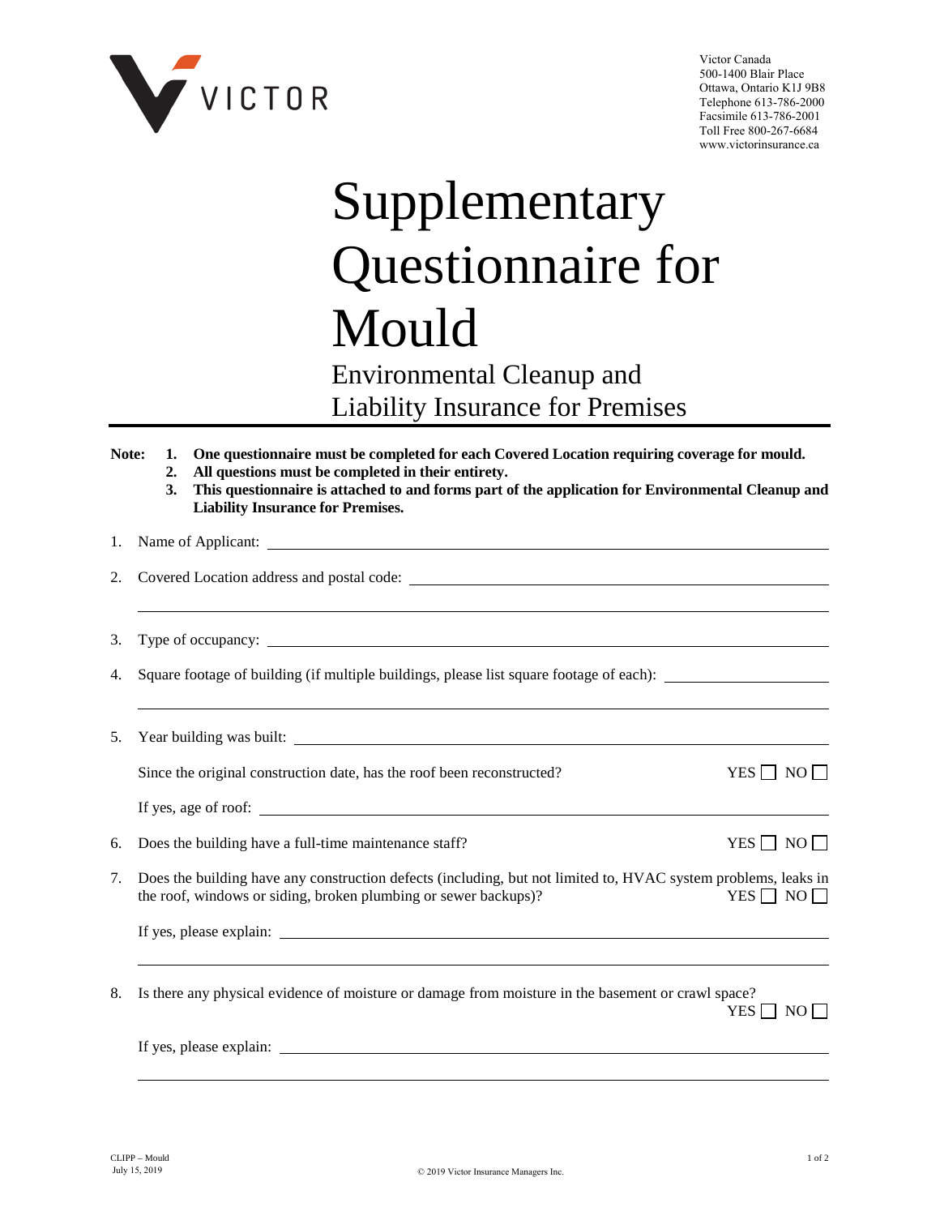Victor Canada
500-1400 Blair Place
Ottawa, Ontario K1J 9B8
Telephone 613-786-2000
Facsimile 613-786-2001
Toll Free 800-267-6684
www.victorinsurance.ca

# Supplementary Questionnaire for Mould

## Environmental Cleanup and Liability Insurance for Premises

**Note:**
1. **One questionnaire must be completed for each Covered Location requiring coverage for mould.**
2. **All questions must be completed in their entirety.**
3. **This questionnaire is attached to and forms part of the application for Environmental Cleanup and Liability Insurance for Premises.**

1. Name of Applicant: ______________________________

2. Covered Location address and postal code: ______________________________

   ______________________________

3. Type of occupancy: ______________________________

4. Square footage of building (if multiple buildings, please list square footage of each): ______________________________

   ______________________________

5. Year building was built: ______________________________

   Since the original construction date, has the roof been reconstructed? YES ☐ NO ☐

   If yes, age of roof: ______________________________

6. Does the building have a full-time maintenance staff? YES ☐ NO ☐

7. Does the building have any construction defects (including, but not limited to, HVAC system problems, leaks in the roof, windows or siding, broken plumbing or sewer backups)? YES ☐ NO ☐

   If yes, please explain: ______________________________

   ______________________________

8. Is there any physical evidence of moisture or damage from moisture in the basement or crawl space? YES ☐ NO ☐

   If yes, please explain: ______________________________

   ______________________________

CLIPP – Mould
July 15, 2019

© 2019 Victor Insurance Managers Inc.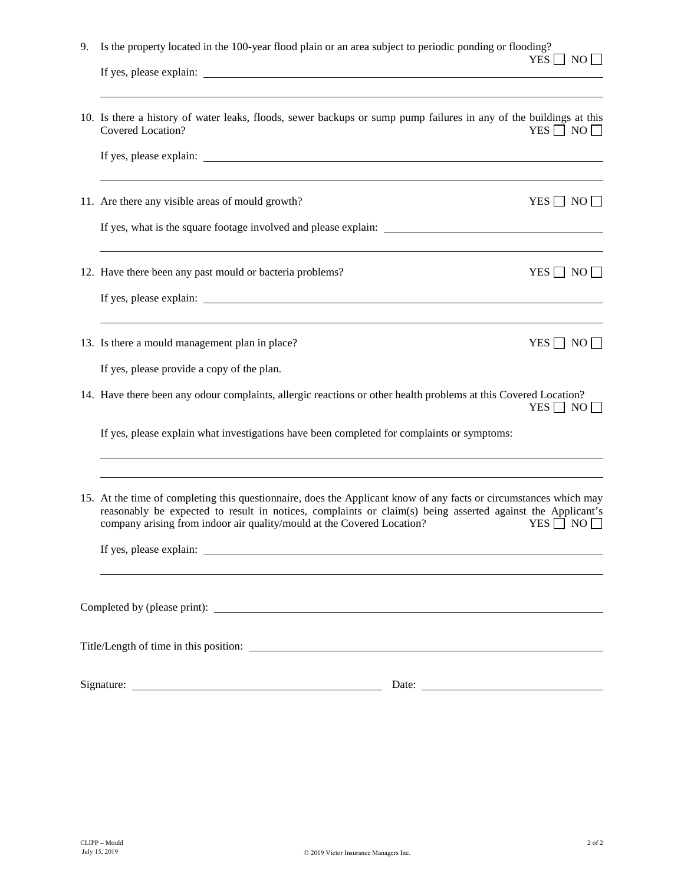9. Is the property located in the 100-year flood plain or an area subject to periodic ponding or flooding? YES ☐ NO ☐

   If yes, please explain: \_\_\_\_\_\_\_\_\_\_\_\_\_\_\_\_\_\_\_\_\_\_\_\_\_\_\_\_\_\_\_\_\_\_\_\_\_\_\_\_

10. Is there a history of water leaks, floods, sewer backups or sump pump failures in any of the buildings at this Covered Location? YES ☐ NO ☐

    If yes, please explain: \_\_\_\_\_\_\_\_\_\_\_\_\_\_\_\_\_\_\_\_\_\_\_\_\_\_\_\_\_\_\_\_\_\_\_\_\_\_\_\_

11. Are there any visible areas of mould growth? YES ☐ NO ☐

    If yes, what is the square footage involved and please explain: \_\_\_\_\_\_\_\_\_\_\_\_\_\_\_\_\_\_\_\_

12. Have there been any past mould or bacteria problems? YES ☐ NO ☐

    If yes, please explain: \_\_\_\_\_\_\_\_\_\_\_\_\_\_\_\_\_\_\_\_\_\_\_\_\_\_\_\_\_\_\_\_\_\_\_\_\_\_\_\_

13. Is there a mould management plan in place? YES ☐ NO ☐

    If yes, please provide a copy of the plan.

14. Have there been any odour complaints, allergic reactions or other health problems at this Covered Location? YES ☐ NO ☐

    If yes, please explain what investigations have been completed for complaints or symptoms:

    \_\_\_\_\_\_\_\_\_\_\_\_\_\_\_\_\_\_\_\_\_\_\_\_\_\_\_\_\_\_\_\_\_\_\_\_\_\_\_\_

15. At the time of completing this questionnaire, does the Applicant know of any facts or circumstances which may reasonably be expected to result in notices, complaints or claim(s) being asserted against the Applicant's company arising from indoor air quality/mould at the Covered Location? YES ☐ NO ☐

    If yes, please explain: \_\_\_\_\_\_\_\_\_\_\_\_\_\_\_\_\_\_\_\_\_\_\_\_\_\_\_\_\_\_\_\_\_\_\_\_\_\_\_\_

Completed by (please print): \_\_\_\_\_\_\_\_\_\_\_\_\_\_\_\_\_\_\_\_\_\_\_\_\_\_\_\_\_\_\_\_\_\_\_\_\_\_\_\_

Title/Length of time in this position: \_\_\_\_\_\_\_\_\_\_\_\_\_\_\_\_\_\_\_\_\_\_\_\_\_\_\_\_\_\_\_\_\_\_\_\_\_\_\_\_

Signature: \_\_\_\_\_\_\_\_\_\_\_\_\_\_\_\_\_\_\_\_\_\_\_\_ Date: \_\_\_\_\_\_\_\_\_\_\_\_\_\_\_\_\_\_\_\_

CLIPP – Mould
July 15, 2019

© 2019 Victor Insurance Managers Inc.